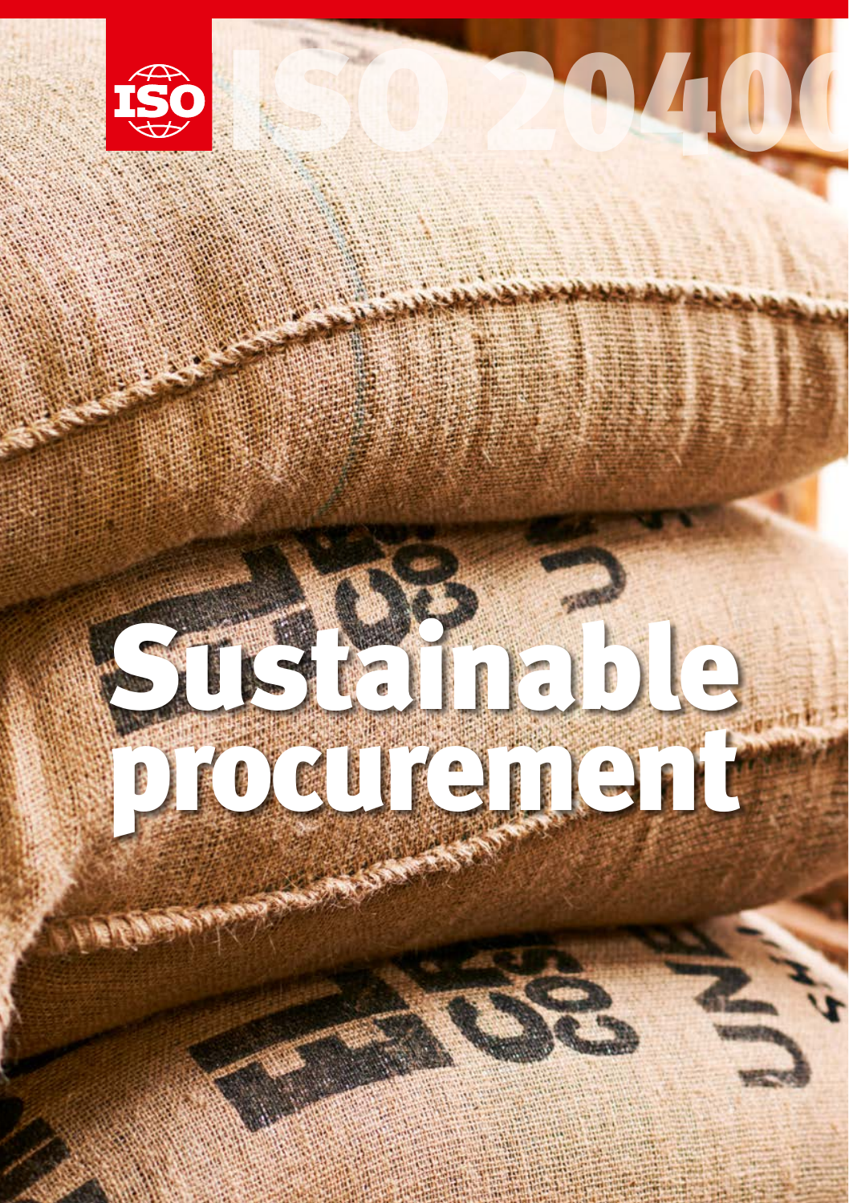ISO

# ISO 20400

# Sustainable procurement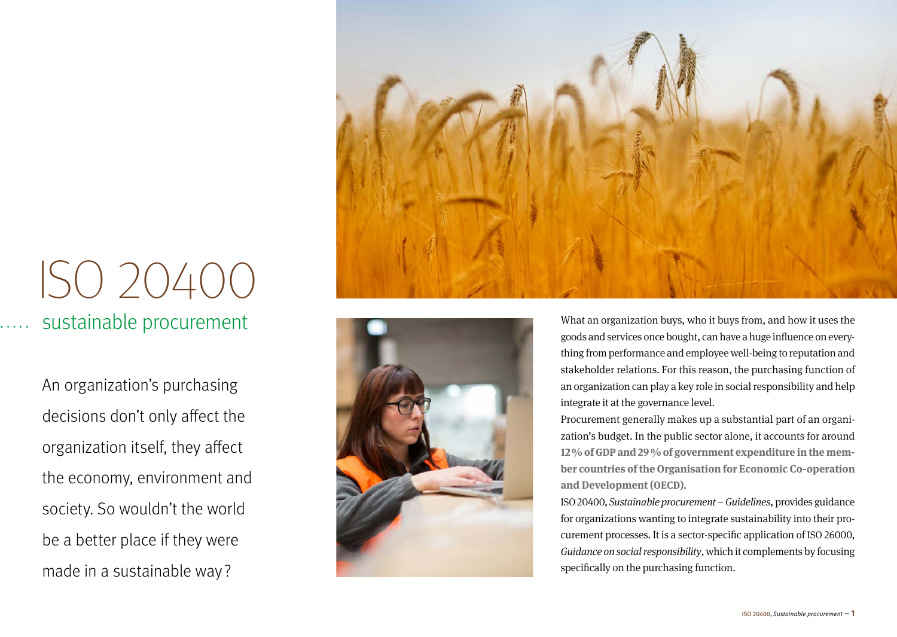# ISO 20400

## sustainable procurement

An organization's purchasing decisions don't only affect the organization itself, they affect the economy, environment and society. So wouldn't the world be a better place if they were made in a sustainable way?

What an organization buys, who it buys from, and how it uses the goods and services once bought, can have a huge influence on everything from performance and employee well-being to reputation and stakeholder relations. For this reason, the purchasing function of an organization can play a key role in social responsibility and help integrate it at the governance level.

Procurement generally makes up a substantial part of an organization's budget. In the public sector alone, it accounts for around **12 % of GDP and 29 % of government expenditure in the member countries of the Organisation for Economic Co-operation and Development (OECD).**

ISO 20400, *Sustainable procurement – Guidelines*, provides guidance for organizations wanting to integrate sustainability into their procurement processes. It is a sector-specific application of ISO 26000, *Guidance on social responsibility*, which it complements by focusing specifically on the purchasing function.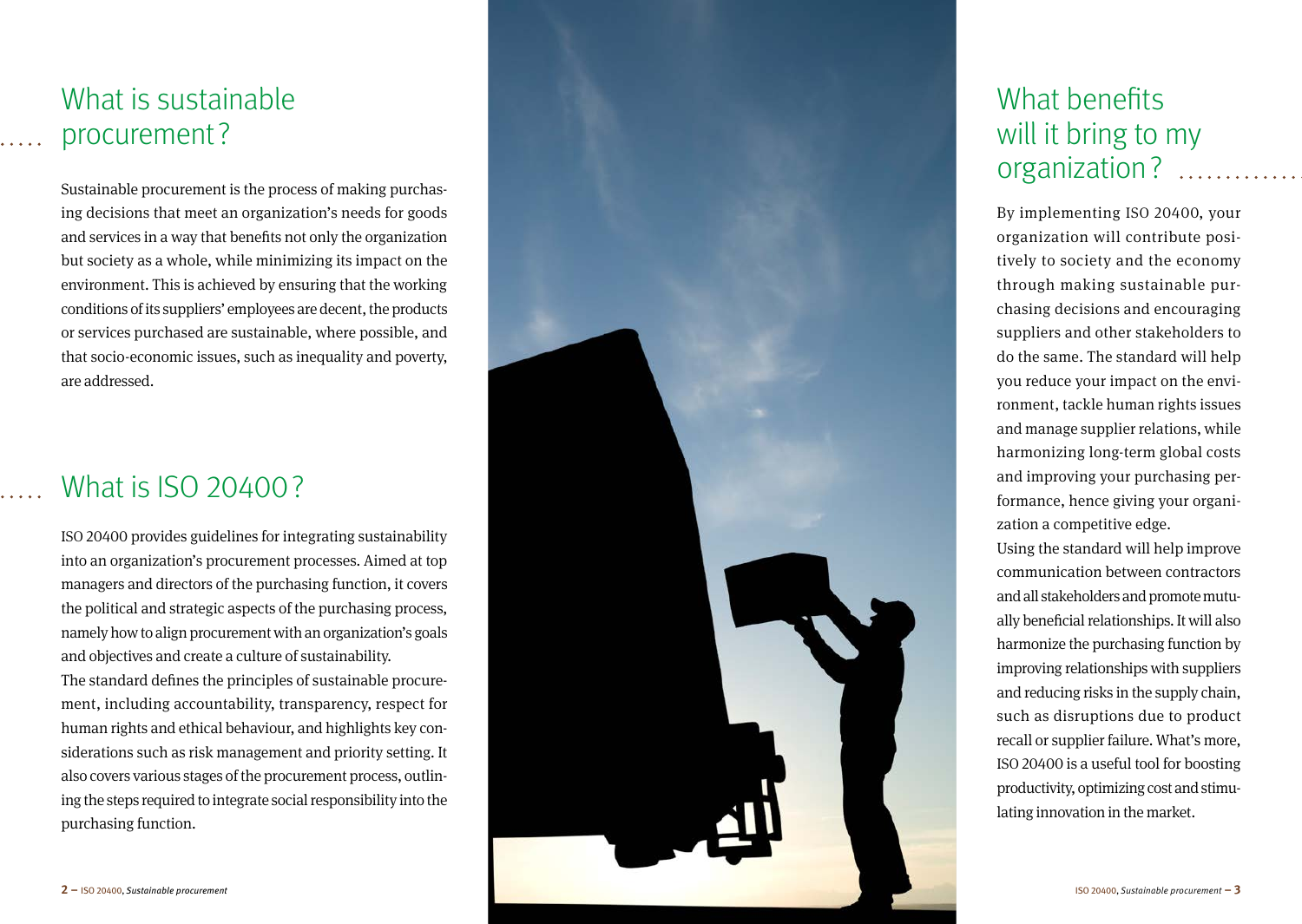## What is sustainable procurement?

Sustainable procurement is the process of making purchasing decisions that meet an organization's needs for goods and services in a way that benefits not only the organization but society as a whole, while minimizing its impact on the environment. This is achieved by ensuring that the working conditions of its suppliers' employees are decent, the products or services purchased are sustainable, where possible, and that socio-economic issues, such as inequality and poverty, are addressed.

## What is ISO 20400?

ISO 20400 provides guidelines for integrating sustainability into an organization's procurement processes. Aimed at top managers and directors of the purchasing function, it covers the political and strategic aspects of the purchasing process, namely how to align procurement with an organization's goals and objectives and create a culture of sustainability.

The standard defines the principles of sustainable procurement, including accountability, transparency, respect for human rights and ethical behaviour, and highlights key considerations such as risk management and priority setting. It also covers various stages of the procurement process, outlining the steps required to integrate social responsibility into the purchasing function.

## What benefits will it bring to my organization?

By implementing ISO 20400, your organization will contribute positively to society and the economy through making sustainable purchasing decisions and encouraging suppliers and other stakeholders to do the same. The standard will help you reduce your impact on the environment, tackle human rights issues and manage supplier relations, while harmonizing long-term global costs and improving your purchasing performance, hence giving your organization a competitive edge.

Using the standard will help improve communication between contractors and all stakeholders and promote mutually beneficial relationships. It will also harmonize the purchasing function by improving relationships with suppliers and reducing risks in the supply chain, such as disruptions due to product recall or supplier failure. What's more, ISO 20400 is a useful tool for boosting productivity, optimizing cost and stimulating innovation in the market.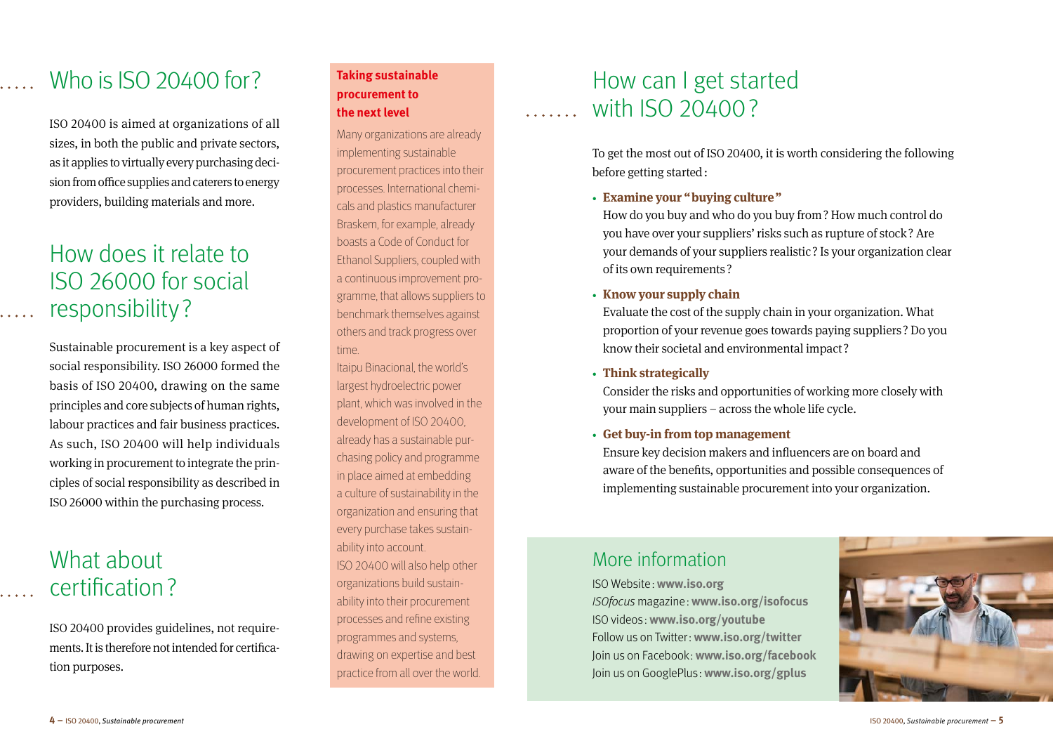## Who is ISO 20400 for?

ISO 20400 is aimed at organizations of all sizes, in both the public and private sectors, as it applies to virtually every purchasing decision from office supplies and caterers to energy providers, building materials and more.

## How does it relate to ISO 26000 for social responsibility?

Sustainable procurement is a key aspect of social responsibility. ISO 26000 formed the basis of ISO 20400, drawing on the same principles and core subjects of human rights, labour practices and fair business practices. As such, ISO 20400 will help individuals working in procurement to integrate the principles of social responsibility as described in ISO 26000 within the purchasing process.

## What about certification?

ISO 20400 provides guidelines, not requirements. It is therefore not intended for certification purposes.

### Taking sustainable procurement to the next level

Many organizations are already implementing sustainable procurement practices into their processes. International chemicals and plastics manufacturer Braskem, for example, already boasts a Code of Conduct for Ethanol Suppliers, coupled with a continuous improvement programme, that allows suppliers to benchmark themselves against others and track progress over time.

Itaipu Binacional, the world's largest hydroelectric power plant, which was involved in the development of ISO 20400, already has a sustainable purchasing policy and programme in place aimed at embedding a culture of sustainability in the organization and ensuring that every purchase takes sustainability into account.

ISO 20400 will also help other organizations build sustainability into their procurement processes and refine existing programmes and systems, drawing on expertise and best practice from all over the world.

## How can I get started with ISO 20400?

To get the most out of ISO 20400, it is worth considering the following before getting started:

- **Examine your "buying culture"**
  How do you buy and who do you buy from? How much control do you have over your suppliers' risks such as rupture of stock? Are your demands of your suppliers realistic? Is your organization clear of its own requirements?
- **Know your supply chain**
  Evaluate the cost of the supply chain in your organization. What proportion of your revenue goes towards paying suppliers? Do you know their societal and environmental impact?
- **Think strategically**
  Consider the risks and opportunities of working more closely with your main suppliers – across the whole life cycle.
- **Get buy-in from top management**
  Ensure key decision makers and influencers are on board and aware of the benefits, opportunities and possible consequences of implementing sustainable procurement into your organization.

## More information

ISO Website: **www.iso.org**
*ISOfocus* magazine: **www.iso.org/isofocus**
ISO videos: **www.iso.org/youtube**
Follow us on Twitter: **www.iso.org/twitter**
Join us on Facebook: **www.iso.org/facebook**
Join us on GooglePlus: **www.iso.org/gplus**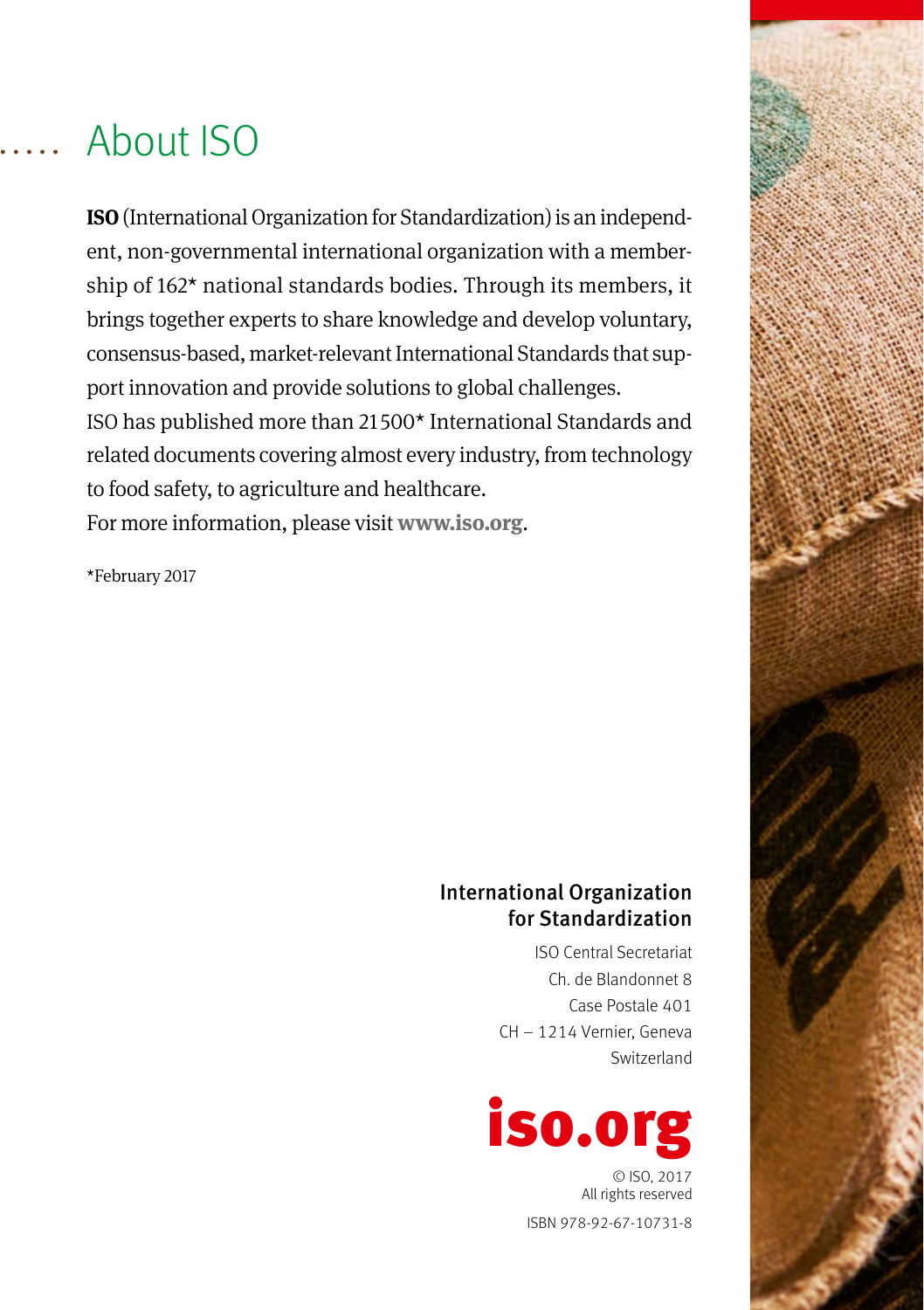# About ISO

**ISO** (International Organization for Standardization) is an independent, non-governmental international organization with a membership of 162* national standards bodies. Through its members, it brings together experts to share knowledge and develop voluntary, consensus-based, market-relevant International Standards that support innovation and provide solutions to global challenges.

ISO has published more than 21500* International Standards and related documents covering almost every industry, from technology to food safety, to agriculture and healthcare.

For more information, please visit **www.iso.org**.

*February 2017

**International Organization for Standardization**

ISO Central Secretariat
Ch. de Blandonnet 8
Case Postale 401
CH – 1214 Vernier, Geneva
Switzerland

**iso.org**

© ISO, 2017
All rights reserved

ISBN 978-92-67-10731-8